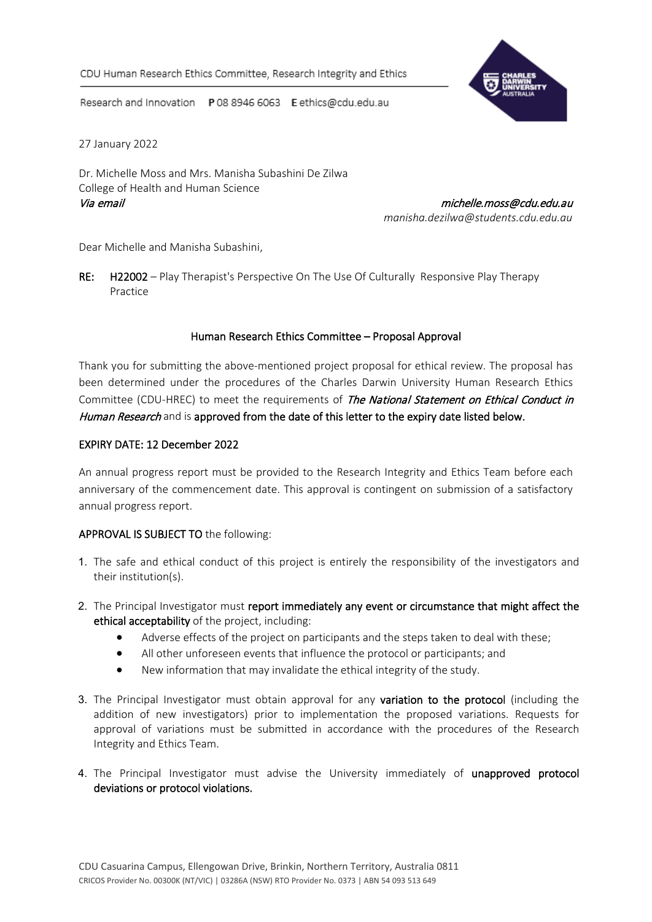CDU Human Research Ethics Committee, Research Integrity and Ethics

Research and Innovation **P** 08 8946 6063 **E** ethics@cdu.edu.au

27 January 2022

Dr. Michelle Moss and Mrs. Manisha Subashini De Zilwa
College of Health and Human Science
*Via email* *michelle.moss@cdu.edu.au*
*manisha.dezilwa@students.cdu.edu.au*

Dear Michelle and Manisha Subashini,

**RE:** **H22002** – Play Therapist's Perspective On The Use Of Culturally Responsive Play Therapy Practice

## Human Research Ethics Committee – Proposal Approval

Thank you for submitting the above-mentioned project proposal for ethical review. The proposal has been determined under the procedures of the Charles Darwin University Human Research Ethics Committee (CDU-HREC) to meet the requirements of *The National Statement on Ethical Conduct in Human Research* and is **approved from the date of this letter to the expiry date listed below.**

**EXPIRY DATE: 12 December 2022**

An annual progress report must be provided to the Research Integrity and Ethics Team before each anniversary of the commencement date. This approval is contingent on submission of a satisfactory annual progress report.

**APPROVAL IS SUBJECT TO** the following:

1. The safe and ethical conduct of this project is entirely the responsibility of the investigators and their institution(s).
2. The Principal Investigator must **report immediately any event or circumstance that might affect the ethical acceptability** of the project, including:
   - Adverse effects of the project on participants and the steps taken to deal with these;
   - All other unforeseen events that influence the protocol or participants; and
   - New information that may invalidate the ethical integrity of the study.
3. The Principal Investigator must obtain approval for any **variation to the protocol** (including the addition of new investigators) prior to implementation the proposed variations. Requests for approval of variations must be submitted in accordance with the procedures of the Research Integrity and Ethics Team.
4. The Principal Investigator must advise the University immediately of **unapproved protocol deviations or protocol violations.**

CDU Casuarina Campus, Ellengowan Drive, Brinkin, Northern Territory, Australia 0811
CRICOS Provider No. 00300K (NT/VIC) | 03286A (NSW) RTO Provider No. 0373 | ABN 54 093 513 649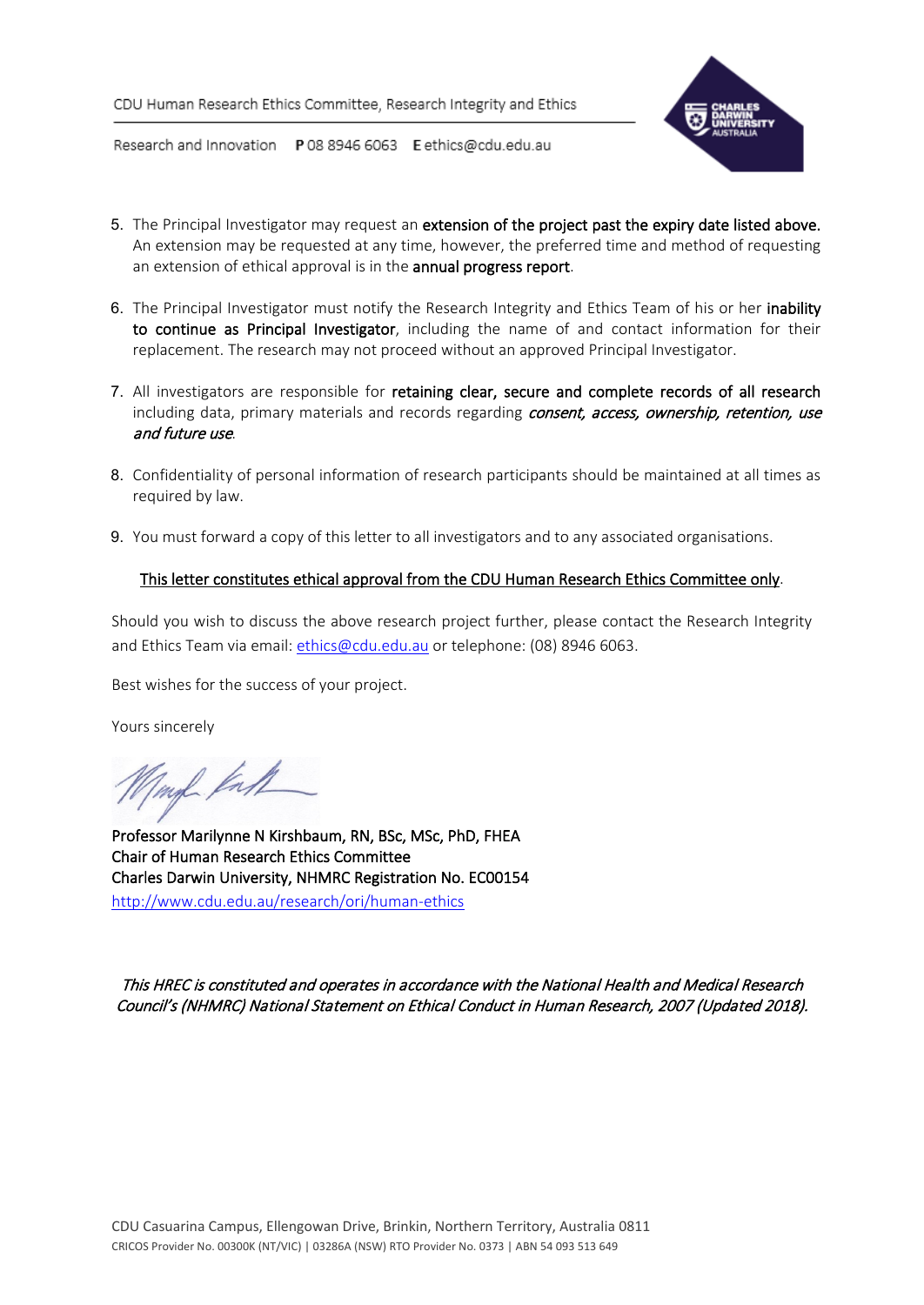5. The Principal Investigator may request an **extension of the project past the expiry date listed above.** An extension may be requested at any time, however, the preferred time and method of requesting an extension of ethical approval is in the **annual progress report**.

6. The Principal Investigator must notify the Research Integrity and Ethics Team of his or her **inability to continue as Principal Investigator**, including the name of and contact information for their replacement. The research may not proceed without an approved Principal Investigator.

7. All investigators are responsible for **retaining clear, secure and complete records of all research** including data, primary materials and records regarding ***consent, access, ownership, retention, use and future use***.

8. Confidentiality of personal information of research participants should be maintained at all times as required by law.

9. You must forward a copy of this letter to all investigators and to any associated organisations.

<u>This letter constitutes ethical approval from the CDU Human Research Ethics Committee only</u>.

Should you wish to discuss the above research project further, please contact the Research Integrity and Ethics Team via email: ethics@cdu.edu.au or telephone: (08) 8946 6063.

Best wishes for the success of your project.

Yours sincerely

**Professor Marilynne N Kirshbaum, RN, BSc, MSc, PhD, FHEA**
**Chair of Human Research Ethics Committee**
**Charles Darwin University, NHMRC Registration No. EC00154**
http://www.cdu.edu.au/research/ori/human-ethics

*This HREC is constituted and operates in accordance with the National Health and Medical Research Council's (NHMRC) National Statement on Ethical Conduct in Human Research, 2007 (Updated 2018).*